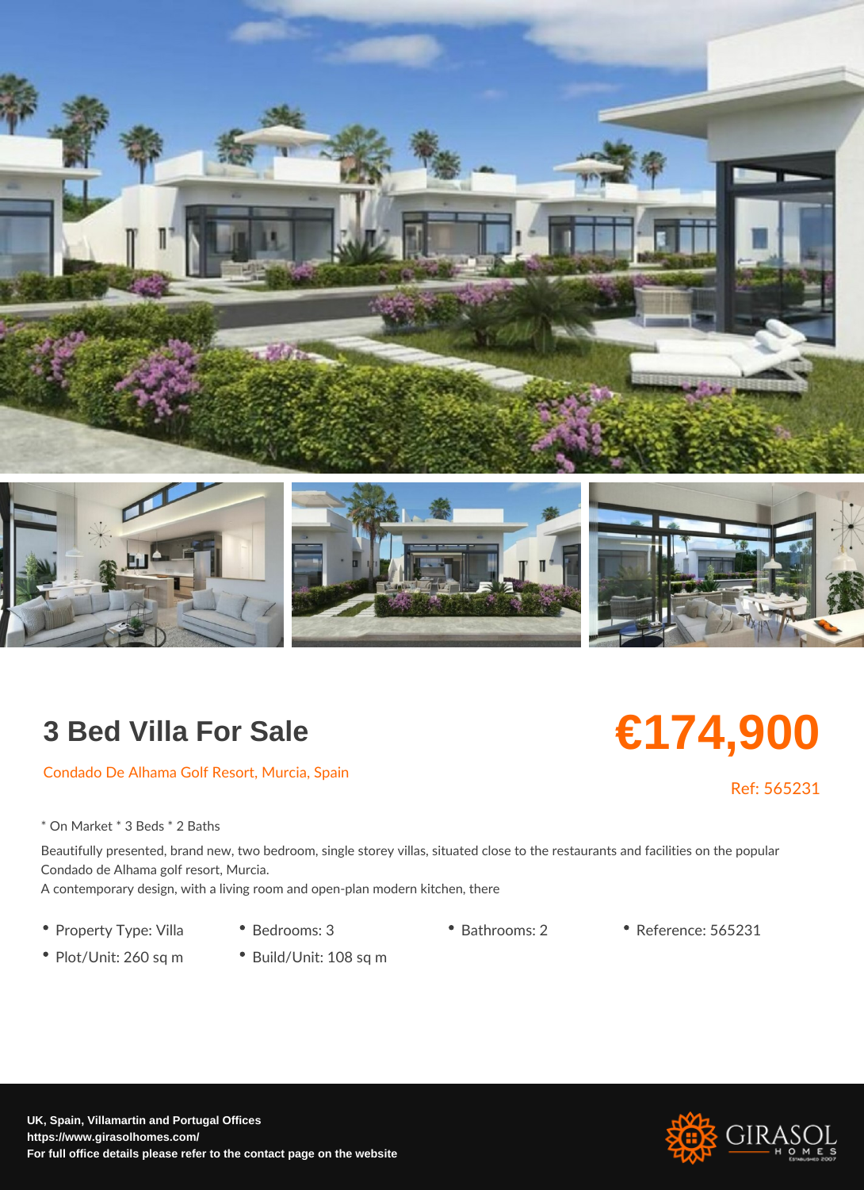# 3 Bed Villa For Sale

**€174,900**

Condado De Alhama Golf Resort, Murcia, Spain

Ref: 565231

* On Market * 3 Beds * 2 Baths

Beautifully presented, brand new, two bedroom, single storey villas, situated close to the restaurants and facilities on the popular Condado de Alhama golf resort, Murcia.
A contemporary design, with a living room and open-plan modern kitchen, there

- Property Type: Villa
- Bedrooms: 3
- Bathrooms: 2
- Reference: 565231
- Plot/Unit: 260 sq m
- Build/Unit: 108 sq m

**UK, Spain, Villamartin and Portugal Offices**
**https://www.girasolhomes.com/**
**For full office details please refer to the contact page on the website**

GIRASOL HOMES Established 2007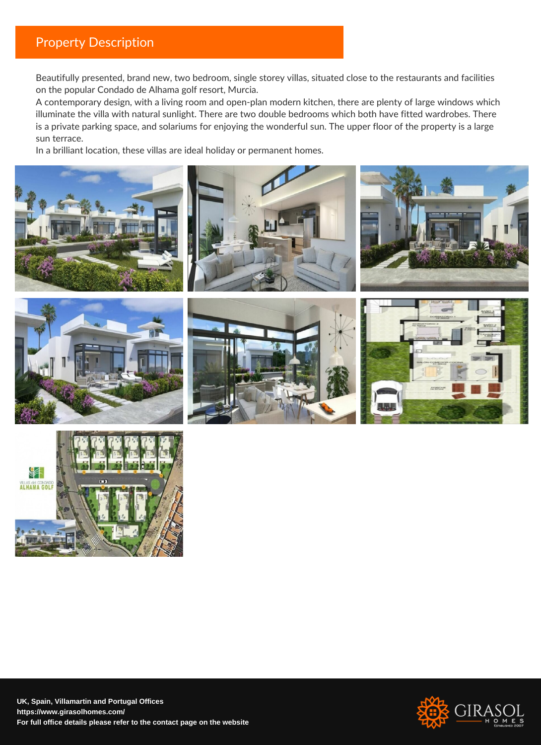## Property Description

Beautifully presented, brand new, two bedroom, single storey villas, situated close to the restaurants and facilities on the popular Condado de Alhama golf resort, Murcia.
A contemporary design, with a living room and open-plan modern kitchen, there are plenty of large windows which illuminate the villa with natural sunlight. There are two double bedrooms which both have fitted wardrobes. There is a private parking space, and solariums for enjoying the wonderful sun. The upper floor of the property is a large sun terrace.
In a brilliant location, these villas are ideal holiday or permanent homes.

**UK, Spain, Villamartin and Portugal Offices**
**https://www.girasolhomes.com/**
**For full office details please refer to the contact page on the website**